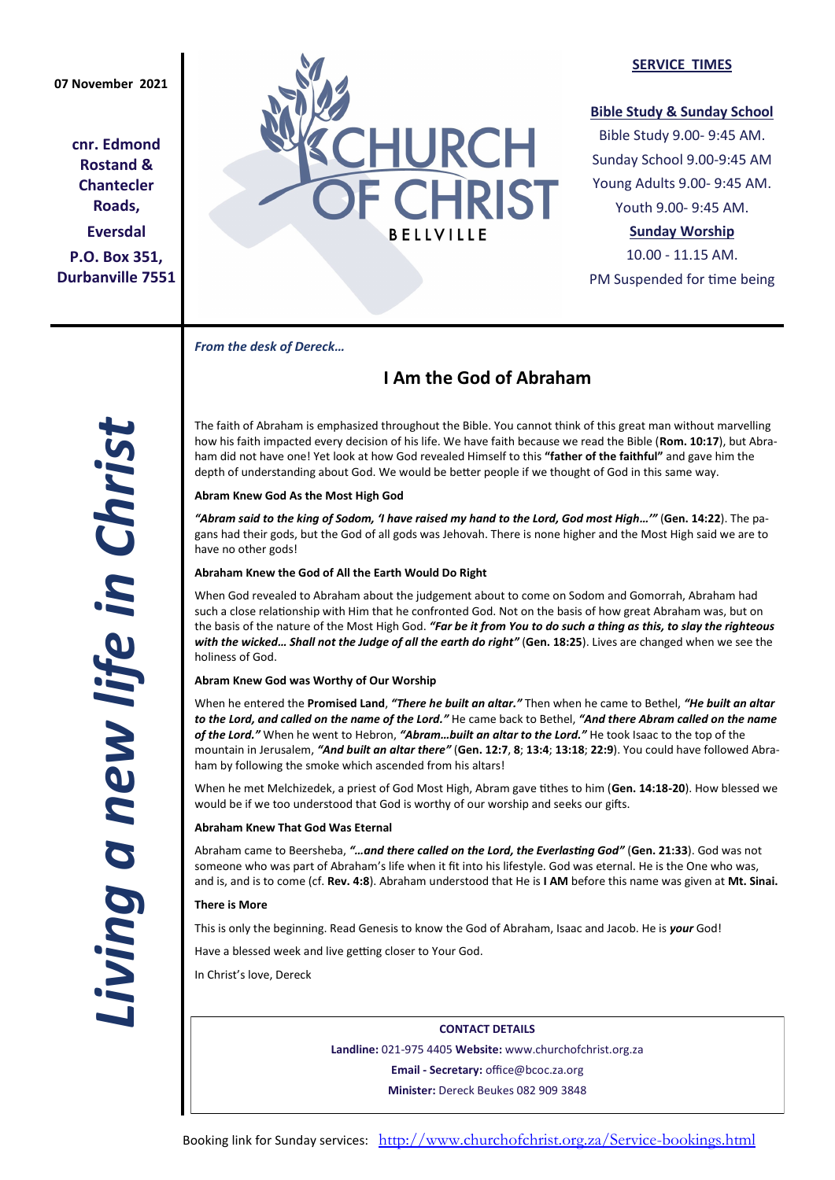07 November 2021

**cnr. Edmond Rostand & Chantecler Roads,**
**Eversdal**
**P.O. Box 351, Durbanville 7551**

# CHURCH OF CHRIST
BELLVILLE

**SERVICE TIMES**

**Bible Study & Sunday School**
Bible Study 9.00- 9:45 AM.
Sunday School 9.00-9:45 AM
Young Adults 9.00- 9:45 AM.
Youth 9.00- 9:45 AM.

**Sunday Worship**
10.00 - 11.15 AM.
PM Suspended for time being

***Living a new life in Christ***

*From the desk of Dereck…*

## I Am the God of Abraham

The faith of Abraham is emphasized throughout the Bible. You cannot think of this great man without marvelling how his faith impacted every decision of his life. We have faith because we read the Bible (**Rom. 10:17**), but Abraham did not have one! Yet look at how God revealed Himself to this **"father of the faithful"** and gave him the depth of understanding about God. We would be better people if we thought of God in this same way.

**Abram Knew God As the Most High God**

***"Abram said to the king of Sodom, 'I have raised my hand to the Lord, God most High…'"*** (**Gen. 14:22**). The pagans had their gods, but the God of all gods was Jehovah. There is none higher and the Most High said we are to have no other gods!

**Abraham Knew the God of All the Earth Would Do Right**

When God revealed to Abraham about the judgement about to come on Sodom and Gomorrah, Abraham had such a close relationship with Him that he confronted God. Not on the basis of how great Abraham was, but on the basis of the nature of the Most High God. ***"Far be it from You to do such a thing as this, to slay the righteous with the wicked… Shall not the Judge of all the earth do right"*** (**Gen. 18:25**). Lives are changed when we see the holiness of God.

**Abram Knew God was Worthy of Our Worship**

When he entered the **Promised Land**, ***"There he built an altar."*** Then when he came to Bethel, ***"He built an altar to the Lord, and called on the name of the Lord."*** He came back to Bethel, ***"And there Abram called on the name of the Lord."*** When he went to Hebron, ***"Abram…built an altar to the Lord."*** He took Isaac to the top of the mountain in Jerusalem, ***"And built an altar there"*** (**Gen. 12:7**, **8**; **13:4**; **13:18**; **22:9**). You could have followed Abraham by following the smoke which ascended from his altars!

When he met Melchizedek, a priest of God Most High, Abram gave tithes to him (**Gen. 14:18-20**). How blessed we would be if we too understood that God is worthy of our worship and seeks our gifts.

**Abraham Knew That God Was Eternal**

Abraham came to Beersheba, ***"…and there called on the Lord, the Everlasting God"*** (**Gen. 21:33**). God was not someone who was part of Abraham's life when it fit into his lifestyle. God was eternal. He is the One who was, and is, and is to come (cf. **Rev. 4:8**). Abraham understood that He is **I AM** before this name was given at **Mt. Sinai.**

**There is More**

This is only the beginning. Read Genesis to know the God of Abraham, Isaac and Jacob. He is ***your*** God!

Have a blessed week and live getting closer to Your God.

In Christ's love, Dereck

**CONTACT DETAILS**

**Landline:** 021-975 4405 **Website:** www.churchofchrist.org.za

**Email - Secretary:** office@bcoc.za.org

**Minister:** Dereck Beukes 082 909 3848

Booking link for Sunday services: http://www.churchofchrist.org.za/Service-bookings.html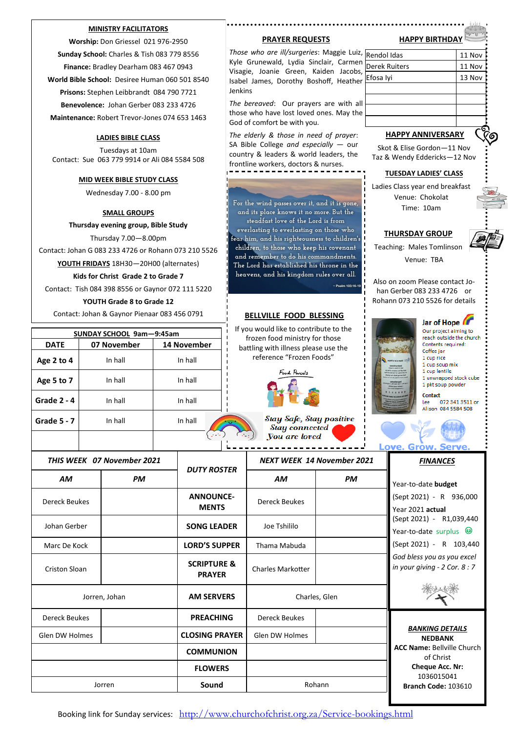## MINISTRY FACILITATORS

**Worship:** Don Griessel 021 976-2950

**Sunday School:** Charles & Tish 083 779 8556

**Finance:** Bradley Dearham 083 467 0943

**World Bible School:** Desiree Human 060 501 8540

**Prisons:** Stephen Leibbrandt 084 790 7721

**Benevolence:** Johan Gerber 083 233 4726

**Maintenance:** Robert Trevor-Jones 074 653 1463

## LADIES BIBLE CLASS

Tuesdays at 10am

Contact: Sue 063 779 9914 or Ali 084 5584 508

## MID WEEK BIBLE STUDY CLASS

Wednesday 7.00 - 8.00 pm

## SMALL GROUPS

**Thursday evening group, Bible Study**

Thursday 7.00—8.00pm

Contact: Johan G 083 233 4726 or Rohann 073 210 5526

**YOUTH FRIDAYS** 18H30—20H00 (alternates)

**Kids for Christ Grade 2 to Grade 7**

Contact: Tish 084 398 8556 or Gaynor 072 111 5220

**YOUTH Grade 8 to Grade 12**

Contact: Johan & Gaynor Pienaar 083 456 0791

## SUNDAY SCHOOL 9am—9:45am

| DATE | 07 November | 14 November |
|---|---|---|
| Age 2 to 4 | In hall | In hall |
| Age 5 to 7 | In hall | In hall |
| Grade 2 - 4 | In hall | In hall |
| Grade 5 - 7 | In hall | In hall |
| | | |

## PRAYER REQUESTS

*Those who are ill/surgeries*: Maggie Luiz, Kyle Grunewald, Lydia Sinclair, Carmen Visagie, Joanie Green, Kaiden Jacobs, Isabel James, Dorothy Boshoff, Heather Jenkins

*The bereaved*: Our prayers are with all those who have lost loved ones. May the God of comfort be with you.

*The elderly & those in need of prayer*: SA Bible College *and especially* — our country & leaders & world leaders, the frontline workers, doctors & nurses.

For the wind passes over it, and it is gone, and its place knows it no more. But the steadfast love of the Lord is from everlasting to everlasting on those who fear him, and his righteousness to children's children, to those who keep his covenant and remember to do his commandments. The Lord has established his throne in the heavens, and his kingdom rules over all.

~ Psalm 103:16-19

## BELLVILLE FOOD BLESSING

If you would like to contribute to the frozen food ministry for those battling with illness please use the reference "Frozen Foods"

Food Parcels

Stay Safe, Stay positive
Stay connected
You are loved

## HAPPY BIRTHDAY

| | |
|---|---|
| Rendol Idas | 11 Nov |
| Derek Ruiters | 11 Nov |
| Efosa Iyi | 13 Nov |
| | |
| | |
| | |

## HAPPY ANNIVERSARY

Skot & Elise Gordon—11 Nov

Taz & Wendy Eddericks—12 Nov

## TUESDAY LADIES' CLASS

Ladies Class year end breakfast

Venue: Chokolat

Time: 10am

## THURSDAY GROUP

Teaching: Males Tomlinson

Venue: TBA

Also on zoom Please contact Johan Gerber 083 233 4726 or Rohann 073 210 5526 for details

**Jar of Hope**

Our project aiming to reach outside the church

Contents required:
- Coffee jar
- 1 cup rice
- 1 cup soup mix
- 1 cup lentils
- 1 unwrapped stock cube
- 1 pkt soup powder

**Contact**
Lee 072 341 3511 or
Alison 084 5584 508

Love. Grow. Serve.

| THIS WEEK 07 November 2021 | | DUTY ROSTER | NEXT WEEK 14 November 2021 | |
|---|---|---|---|---|
| AM | PM | | AM | PM |
| Dereck Beukes | | ANNOUNCE-MENTS | Dereck Beukes | |
| Johan Gerber | | SONG LEADER | Joe Tshililo | |
| Marc De Kock | | LORD'S SUPPER | Thama Mabuda | |
| Criston Sloan | | SCRIPTURE & PRAYER | Charles Markotter | |
| Jorren, Johan | | AM SERVERS | Charles, Glen | |
| Dereck Beukes | | PREACHING | Dereck Beukes | |
| Glen DW Holmes | | CLOSING PRAYER | Glen DW Holmes | |
| | | COMMUNION | | |
| | | FLOWERS | | |
| Jorren | | Sound | Rohann | |

## FINANCES

Year-to-date **budget**
(Sept 2021) - R 936,000

Year 2021 **actual**
(Sept 2021) - R1,039,440

Year-to-date surplus ☺
(Sept 2021) - R 103,440

*God bless you as you excel in your giving - 2 Cor. 8 : 7*

## BANKING DETAILS

**NEDBANK**

**ACC Name:** Bellville Church of Christ

**Cheque Acc. Nr:** 1036015041

**Branch Code:** 103610

Booking link for Sunday services: http://www.churchofchrist.org.za/Service-bookings.html